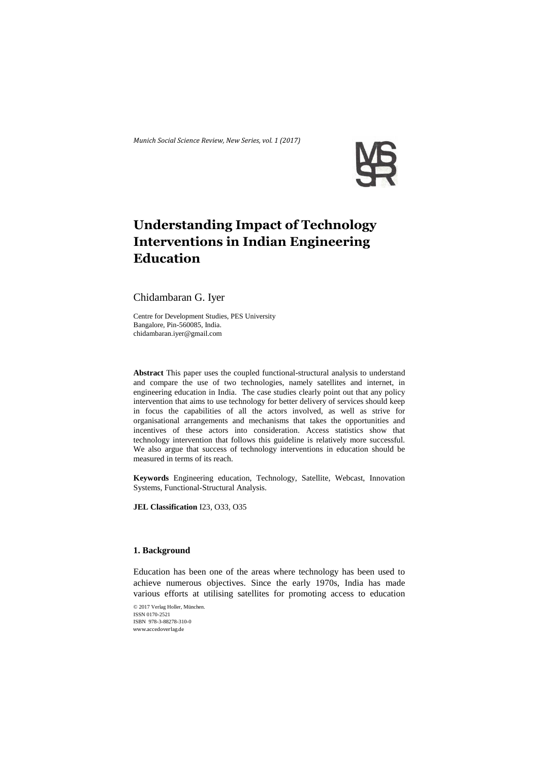*Munich Social Science Review, New Series, vol. 1 (2017)*

# Understanding Impact of Technology Interventions in Indian Engineering Education

Chidambaran G. Iyer

Centre for Development Studies, PES University
Bangalore, Pin-560085, India.
chidambaran.iyer@gmail.com

**Abstract** This paper uses the coupled functional-structural analysis to understand and compare the use of two technologies, namely satellites and internet, in engineering education in India. The case studies clearly point out that any policy intervention that aims to use technology for better delivery of services should keep in focus the capabilities of all the actors involved, as well as strive for organisational arrangements and mechanisms that takes the opportunities and incentives of these actors into consideration. Access statistics show that technology intervention that follows this guideline is relatively more successful. We also argue that success of technology interventions in education should be measured in terms of its reach.

**Keywords** Engineering education, Technology, Satellite, Webcast, Innovation Systems, Functional-Structural Analysis.

**JEL Classification** I23, O33, O35

## 1. Background

Education has been one of the areas where technology has been used to achieve numerous objectives. Since the early 1970s, India has made various efforts at utilising satellites for promoting access to education

© 2017 Verlag Holler, München.
ISSN 0170-2521
ISBN 978-3-88278-310-0
www.accedoverlag.de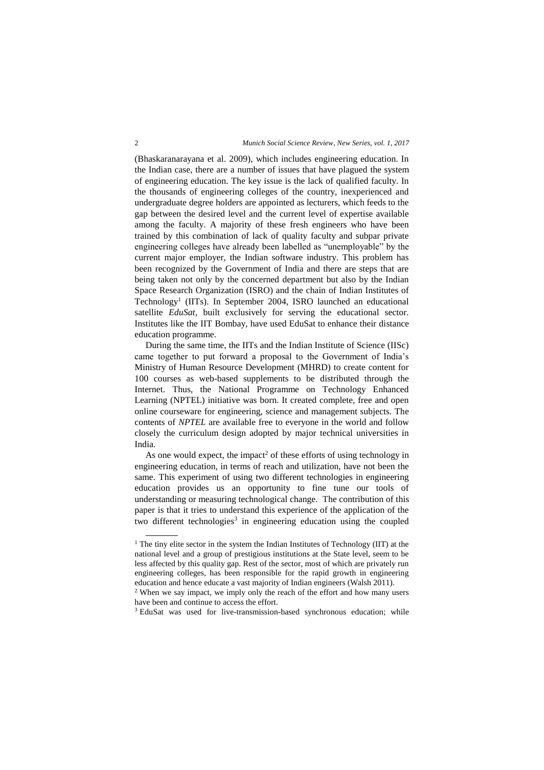(Bhaskaranarayana et al. 2009), which includes engineering education. In the Indian case, there are a number of issues that have plagued the system of engineering education. The key issue is the lack of qualified faculty. In the thousands of engineering colleges of the country, inexperienced and undergraduate degree holders are appointed as lecturers, which feeds to the gap between the desired level and the current level of expertise available among the faculty. A majority of these fresh engineers who have been trained by this combination of lack of quality faculty and subpar private engineering colleges have already been labelled as "unemployable" by the current major employer, the Indian software industry. This problem has been recognized by the Government of India and there are steps that are being taken not only by the concerned department but also by the Indian Space Research Organization (ISRO) and the chain of Indian Institutes of Technology[1] (IITs). In September 2004, ISRO launched an educational satellite *EduSat*, built exclusively for serving the educational sector. Institutes like the IIT Bombay, have used EduSat to enhance their distance education programme.

During the same time, the IITs and the Indian Institute of Science (IISc) came together to put forward a proposal to the Government of India's Ministry of Human Resource Development (MHRD) to create content for 100 courses as web-based supplements to be distributed through the Internet. Thus, the National Programme on Technology Enhanced Learning (NPTEL) initiative was born. It created complete, free and open online courseware for engineering, science and management subjects. The contents of *NPTEL* are available free to everyone in the world and follow closely the curriculum design adopted by major technical universities in India.

As one would expect, the impact[2] of these efforts of using technology in engineering education, in terms of reach and utilization, have not been the same. This experiment of using two different technologies in engineering education provides us an opportunity to fine tune our tools of understanding or measuring technological change. The contribution of this paper is that it tries to understand this experience of the application of the two different technologies[3] in engineering education using the coupled

---

[1] The tiny elite sector in the system the Indian Institutes of Technology (IIT) at the national level and a group of prestigious institutions at the State level, seem to be less affected by this quality gap. Rest of the sector, most of which are privately run engineering colleges, has been responsible for the rapid growth in engineering education and hence educate a vast majority of Indian engineers (Walsh 2011).

[2] When we say impact, we imply only the reach of the effort and how many users have been and continue to access the effort.

[3] EduSat was used for live-transmission-based synchronous education; while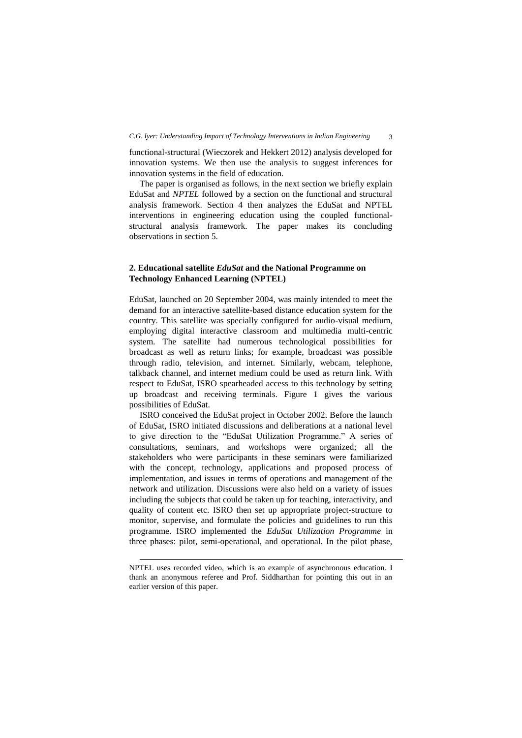functional-structural (Wieczorek and Hekkert 2012) analysis developed for innovation systems. We then use the analysis to suggest inferences for innovation systems in the field of education.

The paper is organised as follows, in the next section we briefly explain EduSat and *NPTEL* followed by a section on the functional and structural analysis framework. Section 4 then analyzes the EduSat and NPTEL interventions in engineering education using the coupled functional-structural analysis framework. The paper makes its concluding observations in section 5.

## 2. Educational satellite *EduSat* and the National Programme on Technology Enhanced Learning (NPTEL)

EduSat, launched on 20 September 2004, was mainly intended to meet the demand for an interactive satellite-based distance education system for the country. This satellite was specially configured for audio-visual medium, employing digital interactive classroom and multimedia multi-centric system. The satellite had numerous technological possibilities for broadcast as well as return links; for example, broadcast was possible through radio, television, and internet. Similarly, webcam, telephone, talkback channel, and internet medium could be used as return link. With respect to EduSat, ISRO spearheaded access to this technology by setting up broadcast and receiving terminals. Figure 1 gives the various possibilities of EduSat.

ISRO conceived the EduSat project in October 2002. Before the launch of EduSat, ISRO initiated discussions and deliberations at a national level to give direction to the "EduSat Utilization Programme." A series of consultations, seminars, and workshops were organized; all the stakeholders who were participants in these seminars were familiarized with the concept, technology, applications and proposed process of implementation, and issues in terms of operations and management of the network and utilization. Discussions were also held on a variety of issues including the subjects that could be taken up for teaching, interactivity, and quality of content etc. ISRO then set up appropriate project-structure to monitor, supervise, and formulate the policies and guidelines to run this programme. ISRO implemented the *EduSat Utilization Programme* in three phases: pilot, semi-operational, and operational. In the pilot phase,

---

NPTEL uses recorded video, which is an example of asynchronous education. I thank an anonymous referee and Prof. Siddharthan for pointing this out in an earlier version of this paper.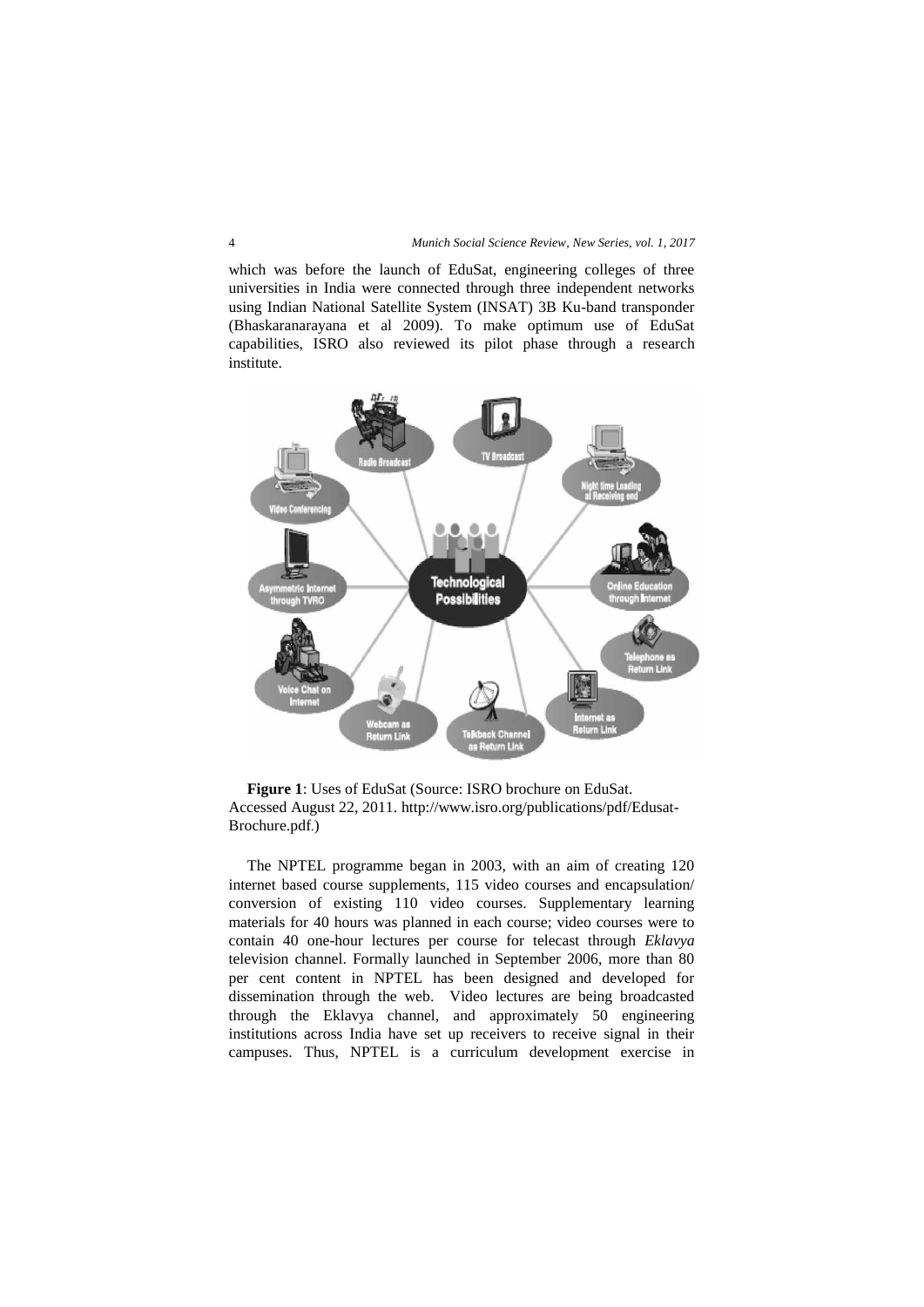which was before the launch of EduSat, engineering colleges of three universities in India were connected through three independent networks using Indian National Satellite System (INSAT) 3B Ku-band transponder (Bhaskaranarayana et al 2009). To make optimum use of EduSat capabilities, ISRO also reviewed its pilot phase through a research institute.

**Figure 1**: Uses of EduSat (Source: ISRO brochure on EduSat. Accessed August 22, 2011. http://www.isro.org/publications/pdf/Edusat-Brochure.pdf.)

The NPTEL programme began in 2003, with an aim of creating 120 internet based course supplements, 115 video courses and encapsulation/ conversion of existing 110 video courses. Supplementary learning materials for 40 hours was planned in each course; video courses were to contain 40 one-hour lectures per course for telecast through *Eklavya* television channel. Formally launched in September 2006, more than 80 per cent content in NPTEL has been designed and developed for dissemination through the web. Video lectures are being broadcasted through the Eklavya channel, and approximately 50 engineering institutions across India have set up receivers to receive signal in their campuses. Thus, NPTEL is a curriculum development exercise in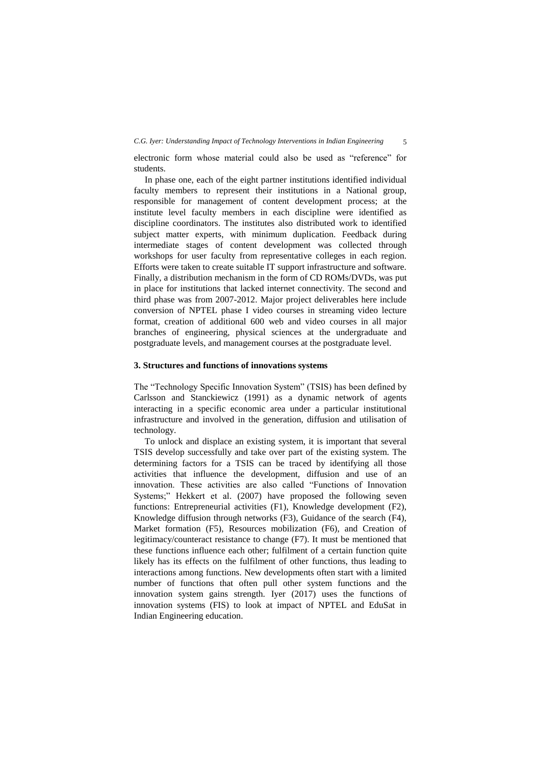electronic form whose material could also be used as "reference" for students.

In phase one, each of the eight partner institutions identified individual faculty members to represent their institutions in a National group, responsible for management of content development process; at the institute level faculty members in each discipline were identified as discipline coordinators. The institutes also distributed work to identified subject matter experts, with minimum duplication. Feedback during intermediate stages of content development was collected through workshops for user faculty from representative colleges in each region. Efforts were taken to create suitable IT support infrastructure and software. Finally, a distribution mechanism in the form of CD ROMs/DVDs, was put in place for institutions that lacked internet connectivity. The second and third phase was from 2007-2012. Major project deliverables here include conversion of NPTEL phase I video courses in streaming video lecture format, creation of additional 600 web and video courses in all major branches of engineering, physical sciences at the undergraduate and postgraduate levels, and management courses at the postgraduate level.

### 3. Structures and functions of innovations systems

The "Technology Specific Innovation System" (TSIS) has been defined by Carlsson and Stanckiewicz (1991) as a dynamic network of agents interacting in a specific economic area under a particular institutional infrastructure and involved in the generation, diffusion and utilisation of technology.

To unlock and displace an existing system, it is important that several TSIS develop successfully and take over part of the existing system. The determining factors for a TSIS can be traced by identifying all those activities that influence the development, diffusion and use of an innovation. These activities are also called "Functions of Innovation Systems;" Hekkert et al. (2007) have proposed the following seven functions: Entrepreneurial activities (F1), Knowledge development (F2), Knowledge diffusion through networks (F3), Guidance of the search (F4), Market formation (F5), Resources mobilization (F6), and Creation of legitimacy/counteract resistance to change (F7). It must be mentioned that these functions influence each other; fulfilment of a certain function quite likely has its effects on the fulfilment of other functions, thus leading to interactions among functions. New developments often start with a limited number of functions that often pull other system functions and the innovation system gains strength. Iyer (2017) uses the functions of innovation systems (FIS) to look at impact of NPTEL and EduSat in Indian Engineering education.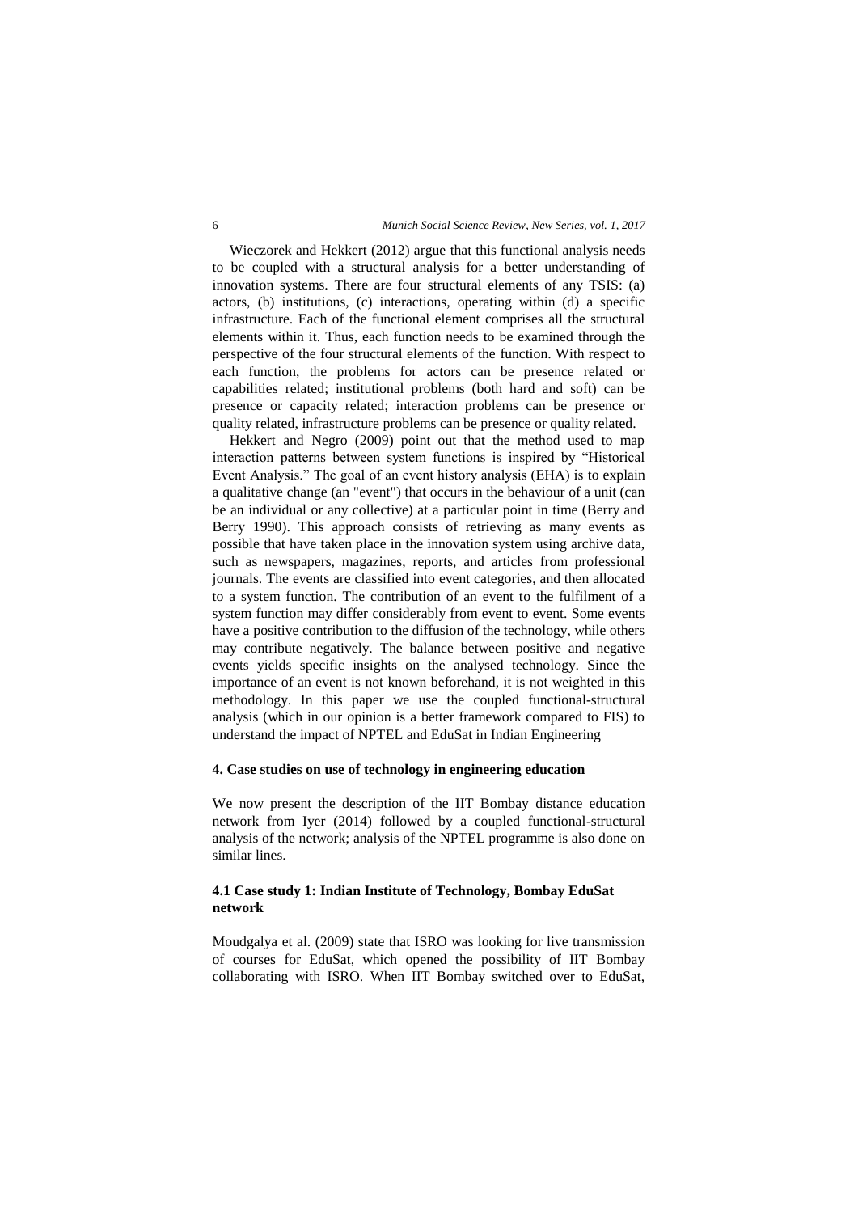Wieczorek and Hekkert (2012) argue that this functional analysis needs to be coupled with a structural analysis for a better understanding of innovation systems. There are four structural elements of any TSIS: (a) actors, (b) institutions, (c) interactions, operating within (d) a specific infrastructure. Each of the functional element comprises all the structural elements within it. Thus, each function needs to be examined through the perspective of the four structural elements of the function. With respect to each function, the problems for actors can be presence related or capabilities related; institutional problems (both hard and soft) can be presence or capacity related; interaction problems can be presence or quality related, infrastructure problems can be presence or quality related.

Hekkert and Negro (2009) point out that the method used to map interaction patterns between system functions is inspired by "Historical Event Analysis." The goal of an event history analysis (EHA) is to explain a qualitative change (an "event") that occurs in the behaviour of a unit (can be an individual or any collective) at a particular point in time (Berry and Berry 1990). This approach consists of retrieving as many events as possible that have taken place in the innovation system using archive data, such as newspapers, magazines, reports, and articles from professional journals. The events are classified into event categories, and then allocated to a system function. The contribution of an event to the fulfilment of a system function may differ considerably from event to event. Some events have a positive contribution to the diffusion of the technology, while others may contribute negatively. The balance between positive and negative events yields specific insights on the analysed technology. Since the importance of an event is not known beforehand, it is not weighted in this methodology. In this paper we use the coupled functional-structural analysis (which in our opinion is a better framework compared to FIS) to understand the impact of NPTEL and EduSat in Indian Engineering

## 4. Case studies on use of technology in engineering education

We now present the description of the IIT Bombay distance education network from Iyer (2014) followed by a coupled functional-structural analysis of the network; analysis of the NPTEL programme is also done on similar lines.

### 4.1 Case study 1: Indian Institute of Technology, Bombay EduSat network

Moudgalya et al. (2009) state that ISRO was looking for live transmission of courses for EduSat, which opened the possibility of IIT Bombay collaborating with ISRO. When IIT Bombay switched over to EduSat,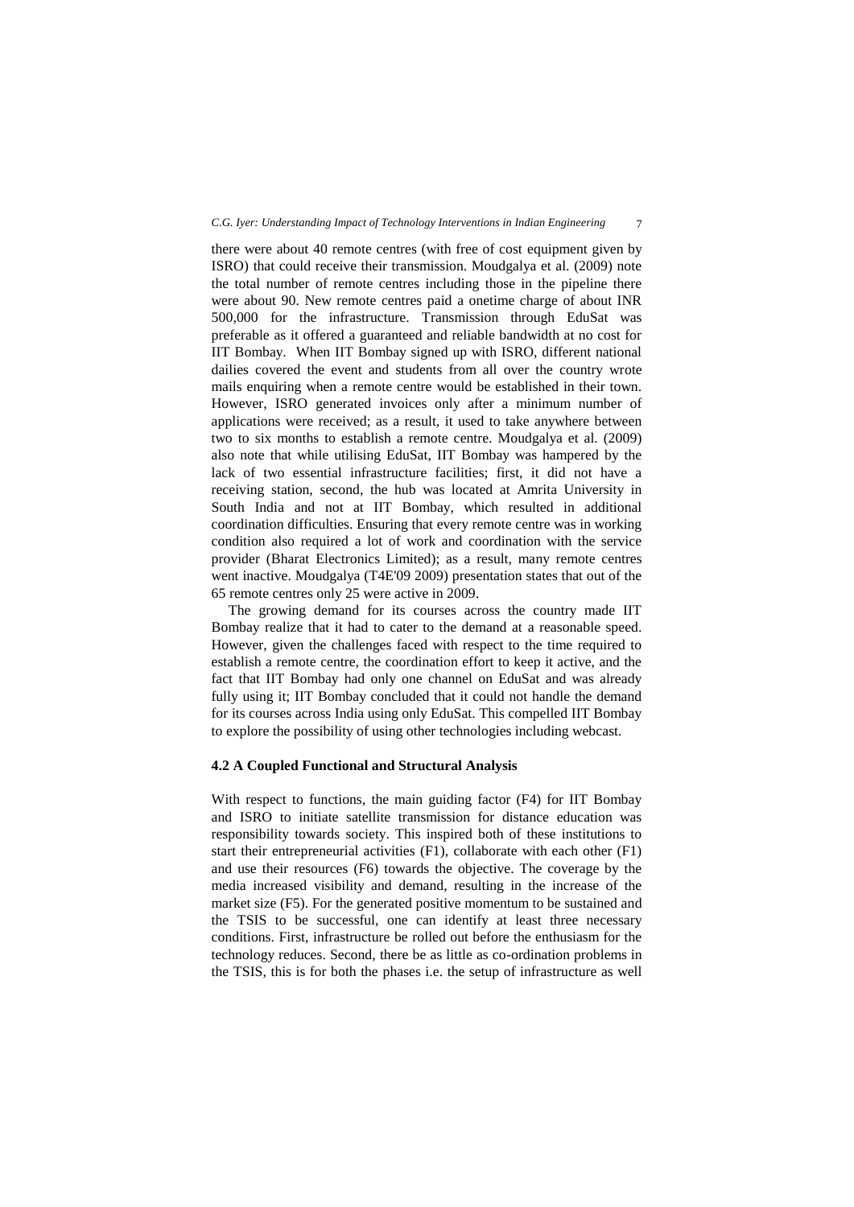there were about 40 remote centres (with free of cost equipment given by ISRO) that could receive their transmission. Moudgalya et al. (2009) note the total number of remote centres including those in the pipeline there were about 90. New remote centres paid a onetime charge of about INR 500,000 for the infrastructure. Transmission through EduSat was preferable as it offered a guaranteed and reliable bandwidth at no cost for IIT Bombay. When IIT Bombay signed up with ISRO, different national dailies covered the event and students from all over the country wrote mails enquiring when a remote centre would be established in their town. However, ISRO generated invoices only after a minimum number of applications were received; as a result, it used to take anywhere between two to six months to establish a remote centre. Moudgalya et al. (2009) also note that while utilising EduSat, IIT Bombay was hampered by the lack of two essential infrastructure facilities; first, it did not have a receiving station, second, the hub was located at Amrita University in South India and not at IIT Bombay, which resulted in additional coordination difficulties. Ensuring that every remote centre was in working condition also required a lot of work and coordination with the service provider (Bharat Electronics Limited); as a result, many remote centres went inactive. Moudgalya (T4E'09 2009) presentation states that out of the 65 remote centres only 25 were active in 2009.

The growing demand for its courses across the country made IIT Bombay realize that it had to cater to the demand at a reasonable speed. However, given the challenges faced with respect to the time required to establish a remote centre, the coordination effort to keep it active, and the fact that IIT Bombay had only one channel on EduSat and was already fully using it; IIT Bombay concluded that it could not handle the demand for its courses across India using only EduSat. This compelled IIT Bombay to explore the possibility of using other technologies including webcast.

### 4.2 A Coupled Functional and Structural Analysis

With respect to functions, the main guiding factor (F4) for IIT Bombay and ISRO to initiate satellite transmission for distance education was responsibility towards society. This inspired both of these institutions to start their entrepreneurial activities (F1), collaborate with each other (F1) and use their resources (F6) towards the objective. The coverage by the media increased visibility and demand, resulting in the increase of the market size (F5). For the generated positive momentum to be sustained and the TSIS to be successful, one can identify at least three necessary conditions. First, infrastructure be rolled out before the enthusiasm for the technology reduces. Second, there be as little as co-ordination problems in the TSIS, this is for both the phases i.e. the setup of infrastructure as well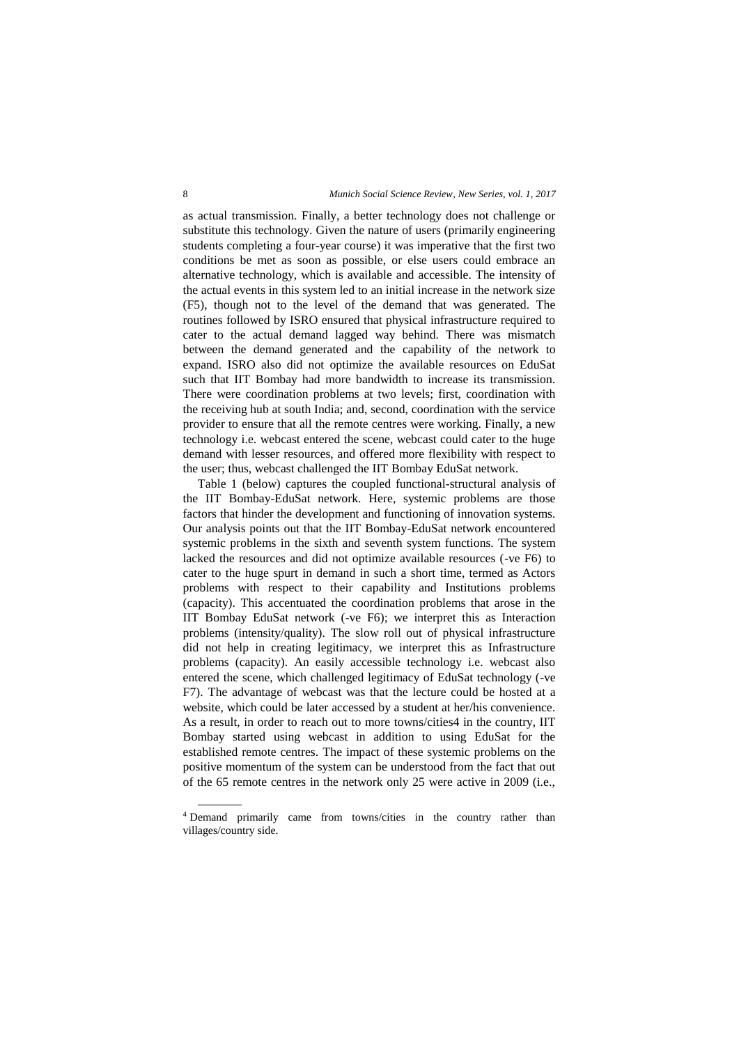as actual transmission. Finally, a better technology does not challenge or substitute this technology. Given the nature of users (primarily engineering students completing a four-year course) it was imperative that the first two conditions be met as soon as possible, or else users could embrace an alternative technology, which is available and accessible. The intensity of the actual events in this system led to an initial increase in the network size (F5), though not to the level of the demand that was generated. The routines followed by ISRO ensured that physical infrastructure required to cater to the actual demand lagged way behind. There was mismatch between the demand generated and the capability of the network to expand. ISRO also did not optimize the available resources on EduSat such that IIT Bombay had more bandwidth to increase its transmission. There were coordination problems at two levels; first, coordination with the receiving hub at south India; and, second, coordination with the service provider to ensure that all the remote centres were working. Finally, a new technology i.e. webcast entered the scene, webcast could cater to the huge demand with lesser resources, and offered more flexibility with respect to the user; thus, webcast challenged the IIT Bombay EduSat network.

Table 1 (below) captures the coupled functional-structural analysis of the IIT Bombay-EduSat network. Here, systemic problems are those factors that hinder the development and functioning of innovation systems. Our analysis points out that the IIT Bombay-EduSat network encountered systemic problems in the sixth and seventh system functions. The system lacked the resources and did not optimize available resources (-ve F6) to cater to the huge spurt in demand in such a short time, termed as Actors problems with respect to their capability and Institutions problems (capacity). This accentuated the coordination problems that arose in the IIT Bombay EduSat network (-ve F6); we interpret this as Interaction problems (intensity/quality). The slow roll out of physical infrastructure did not help in creating legitimacy, we interpret this as Infrastructure problems (capacity). An easily accessible technology i.e. webcast also entered the scene, which challenged legitimacy of EduSat technology (-ve F7). The advantage of webcast was that the lecture could be hosted at a website, which could be later accessed by a student at her/his convenience. As a result, in order to reach out to more towns/cities[4] in the country, IIT Bombay started using webcast in addition to using EduSat for the established remote centres. The impact of these systemic problems on the positive momentum of the system can be understood from the fact that out of the 65 remote centres in the network only 25 were active in 2009 (i.e.,

---

[4] Demand primarily came from towns/cities in the country rather than villages/country side.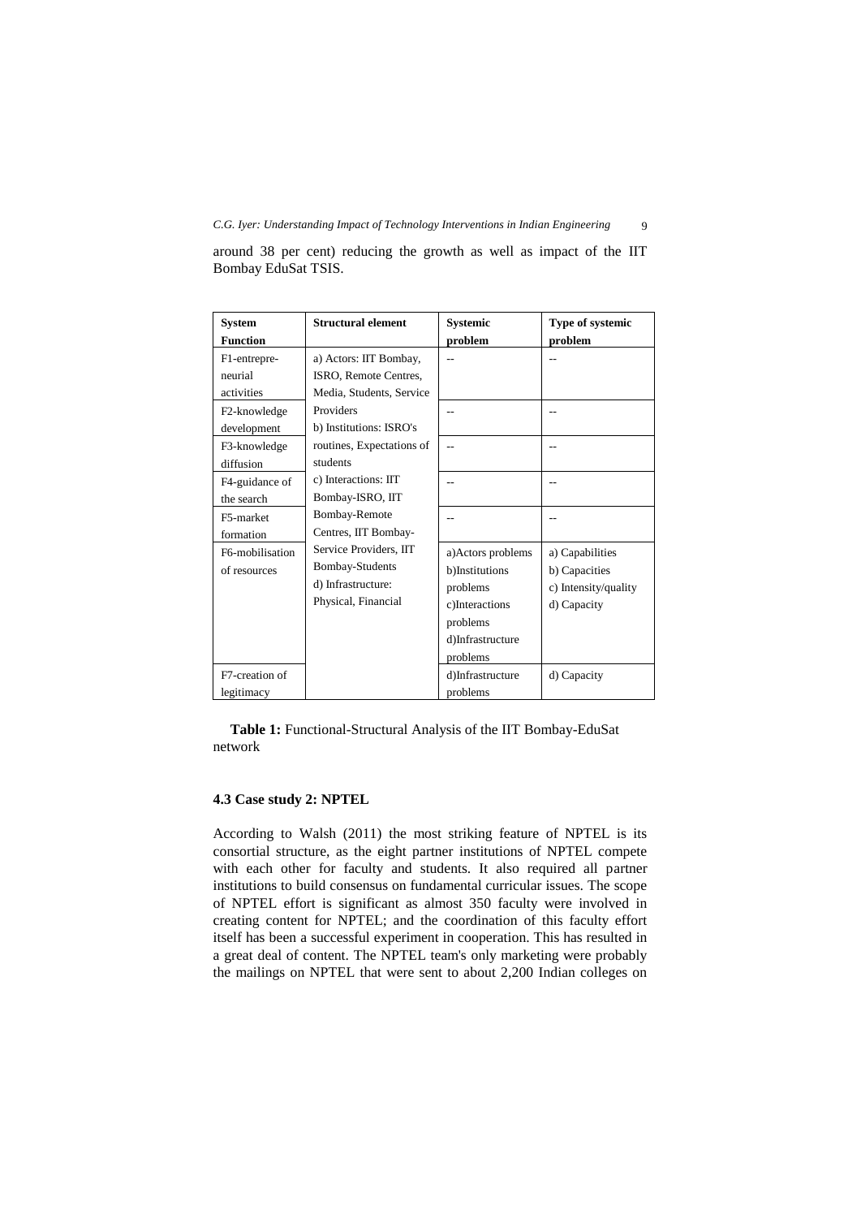around 38 per cent) reducing the growth as well as impact of the IIT Bombay EduSat TSIS.

| System Function | Structural element | Systemic problem | Type of systemic problem |
|---|---|---|---|
| F1-entrepre-neurial activities | a) Actors: IIT Bombay, ISRO, Remote Centres, Media, Students, Service Providers<br>b) Institutions: ISRO's routines, Expectations of students<br>c) Interactions: IIT Bombay-ISRO, IIT Bombay-Remote Centres, IIT Bombay-Service Providers, IIT Bombay-Students<br>d) Infrastructure: Physical, Financial | -- | -- |
| F2-knowledge development | | -- | -- |
| F3-knowledge diffusion | | -- | -- |
| F4-guidance of the search | | -- | -- |
| F5-market formation | | -- | -- |
| F6-mobilisation of resources | | a)Actors problems<br>b)Institutions problems<br>c)Interactions problems<br>d)Infrastructure problems | a) Capabilities<br>b) Capacities<br>c) Intensity/quality<br>d) Capacity |
| F7-creation of legitimacy | | d)Infrastructure problems | d) Capacity |

**Table 1:** Functional-Structural Analysis of the IIT Bombay-EduSat network

### 4.3 Case study 2: NPTEL

According to Walsh (2011) the most striking feature of NPTEL is its consortial structure, as the eight partner institutions of NPTEL compete with each other for faculty and students. It also required all partner institutions to build consensus on fundamental curricular issues. The scope of NPTEL effort is significant as almost 350 faculty were involved in creating content for NPTEL; and the coordination of this faculty effort itself has been a successful experiment in cooperation. This has resulted in a great deal of content. The NPTEL team's only marketing were probably the mailings on NPTEL that were sent to about 2,200 Indian colleges on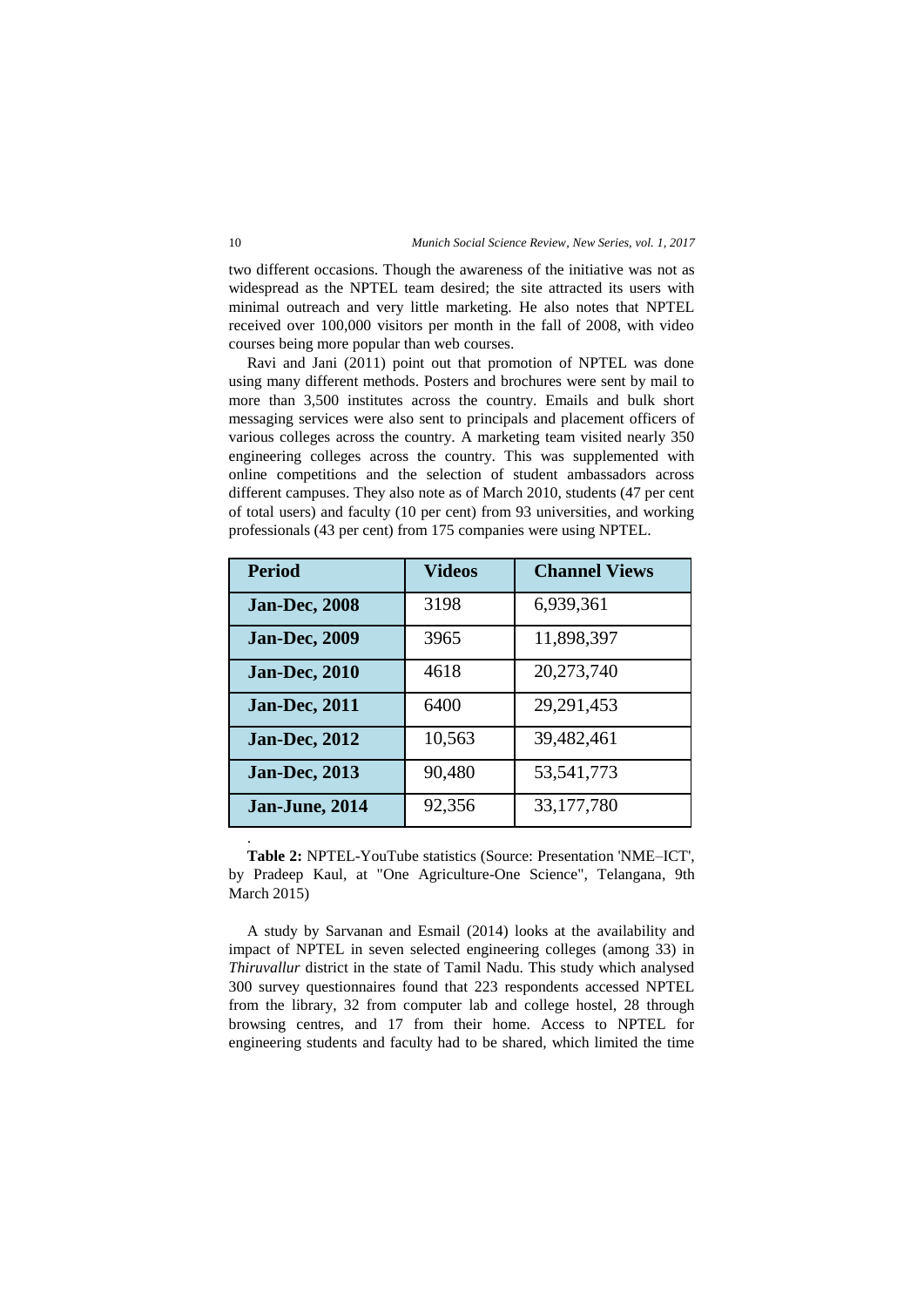two different occasions. Though the awareness of the initiative was not as widespread as the NPTEL team desired; the site attracted its users with minimal outreach and very little marketing. He also notes that NPTEL received over 100,000 visitors per month in the fall of 2008, with video courses being more popular than web courses.

Ravi and Jani (2011) point out that promotion of NPTEL was done using many different methods. Posters and brochures were sent by mail to more than 3,500 institutes across the country. Emails and bulk short messaging services were also sent to principals and placement officers of various colleges across the country. A marketing team visited nearly 350 engineering colleges across the country. This was supplemented with online competitions and the selection of student ambassadors across different campuses. They also note as of March 2010, students (47 per cent of total users) and faculty (10 per cent) from 93 universities, and working professionals (43 per cent) from 175 companies were using NPTEL.

| Period | Videos | Channel Views |
|---|---|---|
| **Jan-Dec, 2008** | 3198 | 6,939,361 |
| **Jan-Dec, 2009** | 3965 | 11,898,397 |
| **Jan-Dec, 2010** | 4618 | 20,273,740 |
| **Jan-Dec, 2011** | 6400 | 29,291,453 |
| **Jan-Dec, 2012** | 10,563 | 39,482,461 |
| **Jan-Dec, 2013** | 90,480 | 53,541,773 |
| **Jan-June, 2014** | 92,356 | 33,177,780 |

**Table 2:** NPTEL-YouTube statistics (Source: Presentation 'NME–ICT', by Pradeep Kaul, at "One Agriculture-One Science", Telangana, 9th March 2015)

A study by Sarvanan and Esmail (2014) looks at the availability and impact of NPTEL in seven selected engineering colleges (among 33) in *Thiruvallur* district in the state of Tamil Nadu. This study which analysed 300 survey questionnaires found that 223 respondents accessed NPTEL from the library, 32 from computer lab and college hostel, 28 through browsing centres, and 17 from their home. Access to NPTEL for engineering students and faculty had to be shared, which limited the time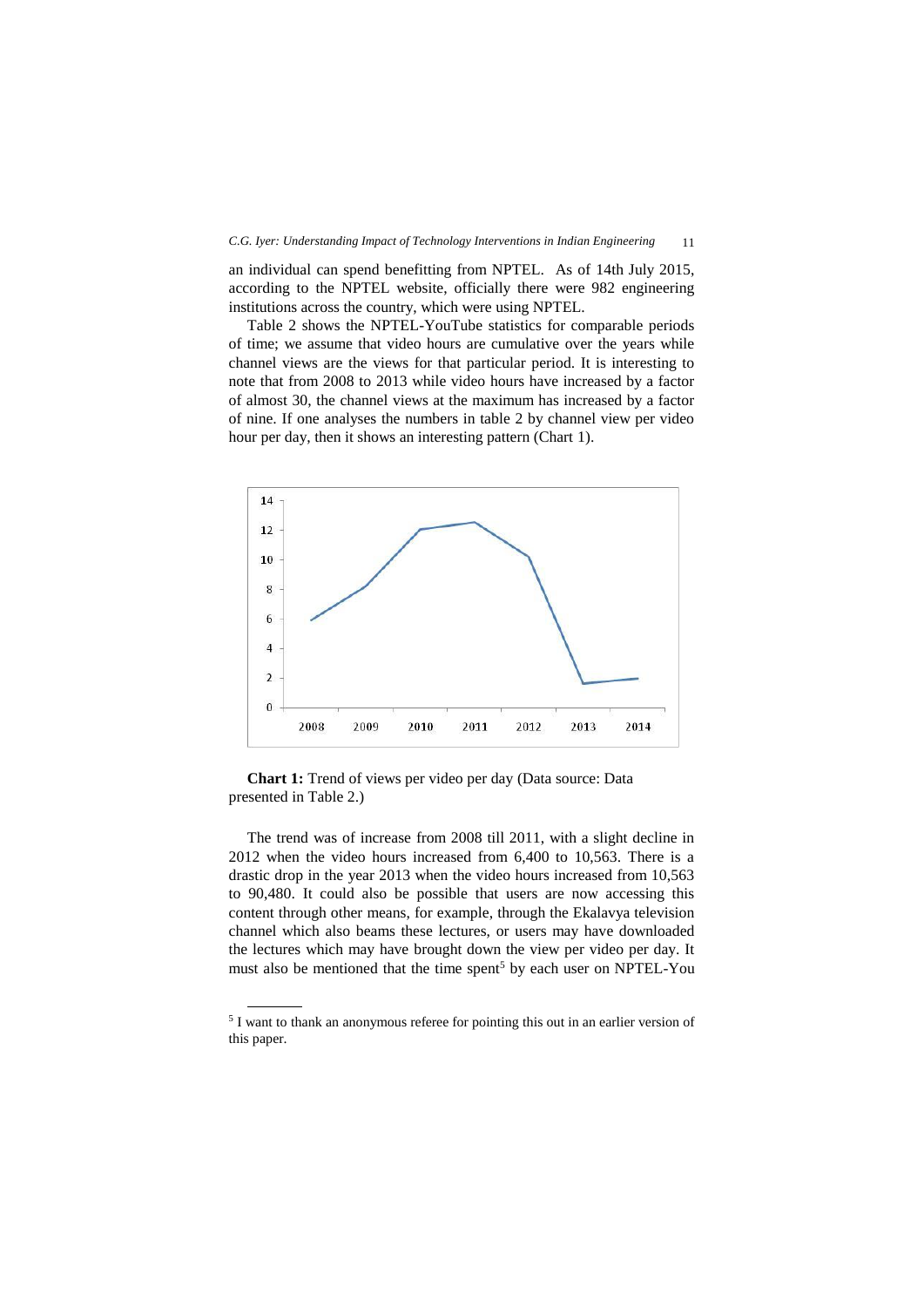an individual can spend benefitting from NPTEL. As of 14th July 2015, according to the NPTEL website, officially there were 982 engineering institutions across the country, which were using NPTEL.

Table 2 shows the NPTEL-YouTube statistics for comparable periods of time; we assume that video hours are cumulative over the years while channel views are the views for that particular period. It is interesting to note that from 2008 to 2013 while video hours have increased by a factor of almost 30, the channel views at the maximum has increased by a factor of nine. If one analyses the numbers in table 2 by channel view per video hour per day, then it shows an interesting pattern (Chart 1).

**Chart 1:** Trend of views per video per day (Data source: Data presented in Table 2.)

The trend was of increase from 2008 till 2011, with a slight decline in 2012 when the video hours increased from 6,400 to 10,563. There is a drastic drop in the year 2013 when the video hours increased from 10,563 to 90,480. It could also be possible that users are now accessing this content through other means, for example, through the Ekalavya television channel which also beams these lectures, or users may have downloaded the lectures which may have brought down the view per video per day. It must also be mentioned that the time spent[5] by each user on NPTEL-You

[5] I want to thank an anonymous referee for pointing this out in an earlier version of this paper.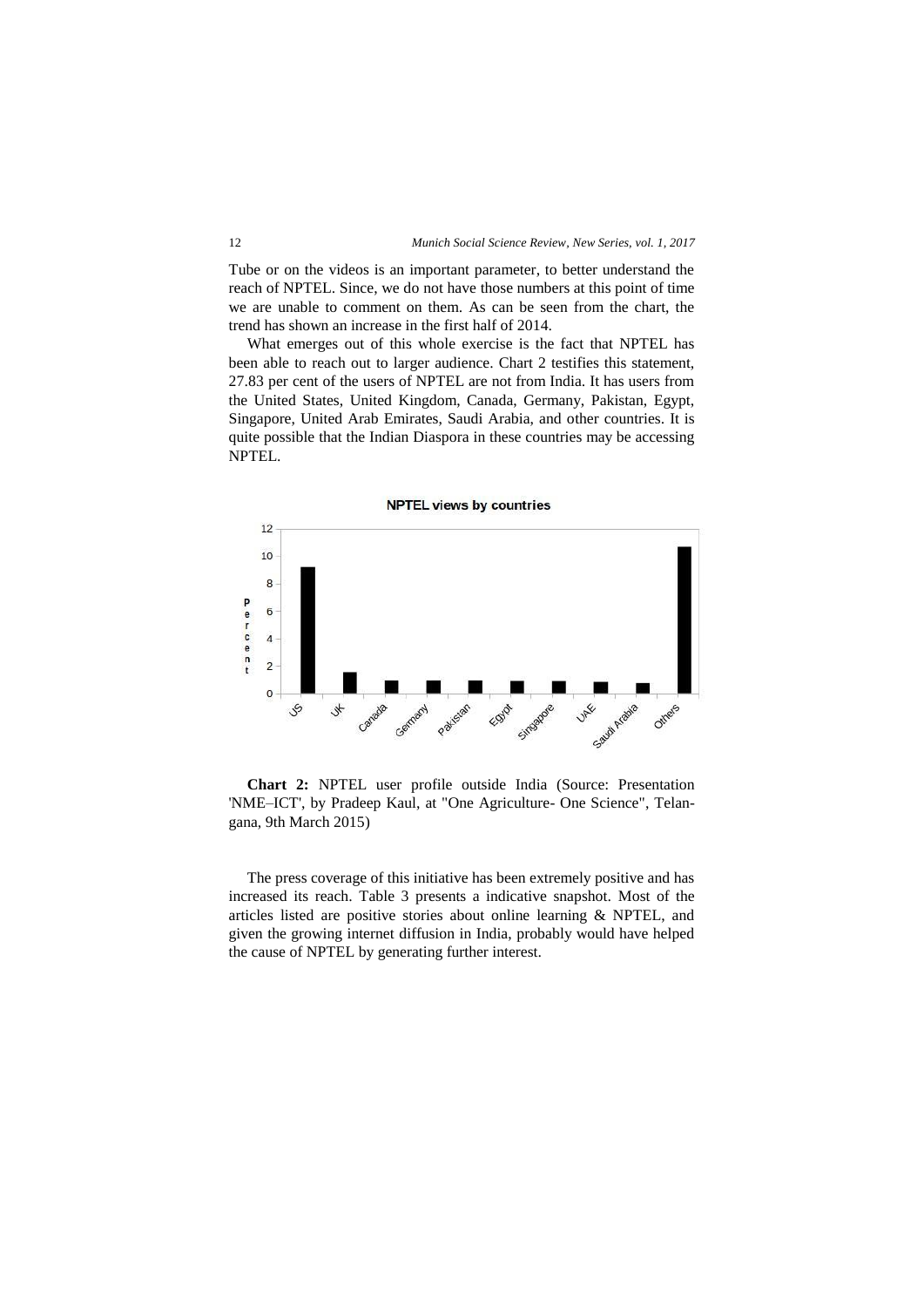Tube or on the videos is an important parameter, to better understand the reach of NPTEL. Since, we do not have those numbers at this point of time we are unable to comment on them. As can be seen from the chart, the trend has shown an increase in the first half of 2014.

What emerges out of this whole exercise is the fact that NPTEL has been able to reach out to larger audience. Chart 2 testifies this statement, 27.83 per cent of the users of NPTEL are not from India. It has users from the United States, United Kingdom, Canada, Germany, Pakistan, Egypt, Singapore, United Arab Emirates, Saudi Arabia, and other countries. It is quite possible that the Indian Diaspora in these countries may be accessing NPTEL.

**Chart 2:** NPTEL user profile outside India (Source: Presentation 'NME–ICT', by Pradeep Kaul, at "One Agriculture- One Science", Telangana, 9th March 2015)

The press coverage of this initiative has been extremely positive and has increased its reach. Table 3 presents a indicative snapshot. Most of the articles listed are positive stories about online learning & NPTEL, and given the growing internet diffusion in India, probably would have helped the cause of NPTEL by generating further interest.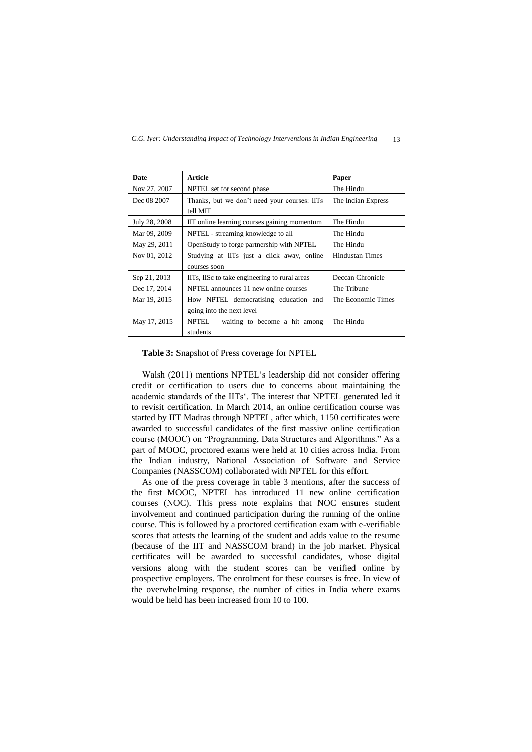| Date | Article | Paper |
| --- | --- | --- |
| Nov 27, 2007 | NPTEL set for second phase | The Hindu |
| Dec 08 2007 | Thanks, but we don't need your courses: IITs tell MIT | The Indian Express |
| July 28, 2008 | IIT online learning courses gaining momentum | The Hindu |
| Mar 09, 2009 | NPTEL - streaming knowledge to all | The Hindu |
| May 29, 2011 | OpenStudy to forge partnership with NPTEL | The Hindu |
| Nov 01, 2012 | Studying at IITs just a click away, online courses soon | Hindustan Times |
| Sep 21, 2013 | IITs, IISc to take engineering to rural areas | Deccan Chronicle |
| Dec 17, 2014 | NPTEL announces 11 new online courses | The Tribune |
| Mar 19, 2015 | How NPTEL democratising education and going into the next level | The Economic Times |
| May 17, 2015 | NPTEL – waiting to become a hit among students | The Hindu |

**Table 3:** Snapshot of Press coverage for NPTEL

Walsh (2011) mentions NPTEL's leadership did not consider offering credit or certification to users due to concerns about maintaining the academic standards of the IITs'. The interest that NPTEL generated led it to revisit certification. In March 2014, an online certification course was started by IIT Madras through NPTEL, after which, 1150 certificates were awarded to successful candidates of the first massive online certification course (MOOC) on "Programming, Data Structures and Algorithms." As a part of MOOC, proctored exams were held at 10 cities across India. From the Indian industry, National Association of Software and Service Companies (NASSCOM) collaborated with NPTEL for this effort.

As one of the press coverage in table 3 mentions, after the success of the first MOOC, NPTEL has introduced 11 new online certification courses (NOC). This press note explains that NOC ensures student involvement and continued participation during the running of the online course. This is followed by a proctored certification exam with e-verifiable scores that attests the learning of the student and adds value to the resume (because of the IIT and NASSCOM brand) in the job market. Physical certificates will be awarded to successful candidates, whose digital versions along with the student scores can be verified online by prospective employers. The enrolment for these courses is free. In view of the overwhelming response, the number of cities in India where exams would be held has been increased from 10 to 100.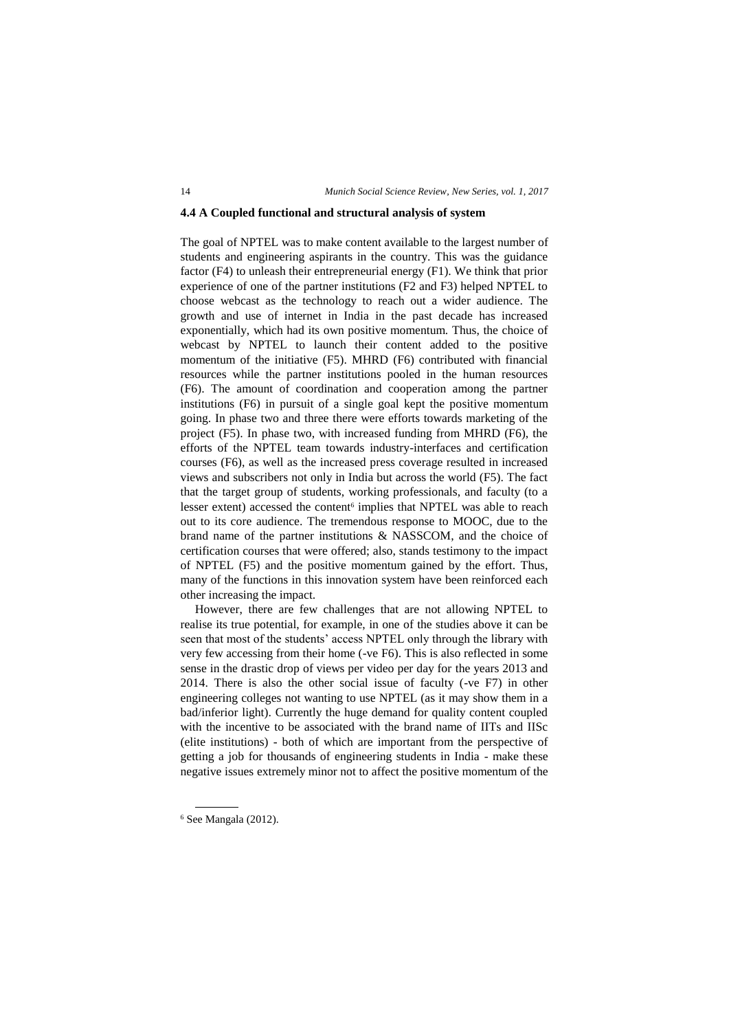### 4.4 A Coupled functional and structural analysis of system

The goal of NPTEL was to make content available to the largest number of students and engineering aspirants in the country. This was the guidance factor (F4) to unleash their entrepreneurial energy (F1). We think that prior experience of one of the partner institutions (F2 and F3) helped NPTEL to choose webcast as the technology to reach out a wider audience. The growth and use of internet in India in the past decade has increased exponentially, which had its own positive momentum. Thus, the choice of webcast by NPTEL to launch their content added to the positive momentum of the initiative (F5). MHRD (F6) contributed with financial resources while the partner institutions pooled in the human resources (F6). The amount of coordination and cooperation among the partner institutions (F6) in pursuit of a single goal kept the positive momentum going. In phase two and three there were efforts towards marketing of the project (F5). In phase two, with increased funding from MHRD (F6), the efforts of the NPTEL team towards industry-interfaces and certification courses (F6), as well as the increased press coverage resulted in increased views and subscribers not only in India but across the world (F5). The fact that the target group of students, working professionals, and faculty (to a lesser extent) accessed the content[6] implies that NPTEL was able to reach out to its core audience. The tremendous response to MOOC, due to the brand name of the partner institutions & NASSCOM, and the choice of certification courses that were offered; also, stands testimony to the impact of NPTEL (F5) and the positive momentum gained by the effort. Thus, many of the functions in this innovation system have been reinforced each other increasing the impact.

However, there are few challenges that are not allowing NPTEL to realise its true potential, for example, in one of the studies above it can be seen that most of the students' access NPTEL only through the library with very few accessing from their home (-ve F6). This is also reflected in some sense in the drastic drop of views per video per day for the years 2013 and 2014. There is also the other social issue of faculty (-ve F7) in other engineering colleges not wanting to use NPTEL (as it may show them in a bad/inferior light). Currently the huge demand for quality content coupled with the incentive to be associated with the brand name of IITs and IISc (elite institutions) - both of which are important from the perspective of getting a job for thousands of engineering students in India - make these negative issues extremely minor not to affect the positive momentum of the

[6] See Mangala (2012).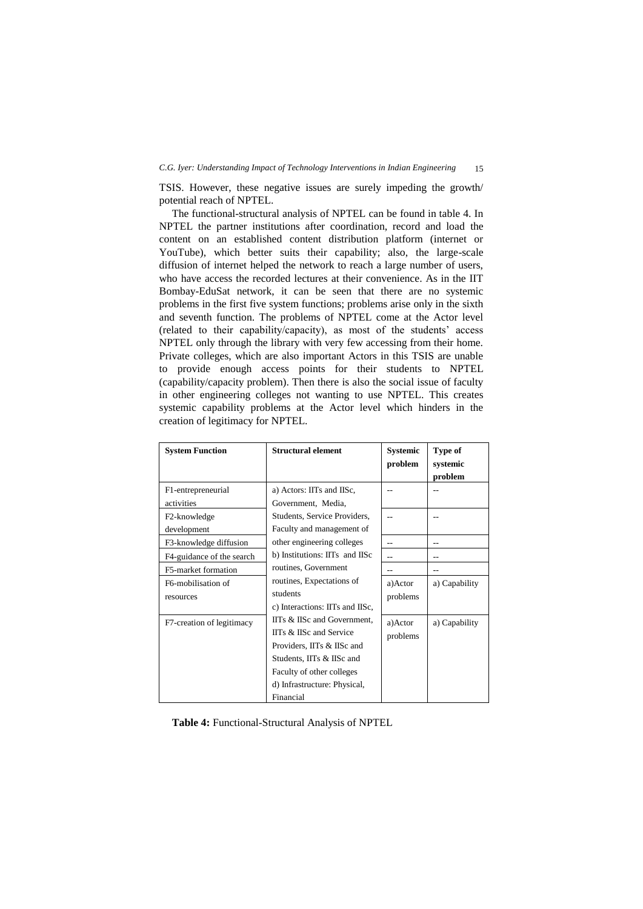TSIS. However, these negative issues are surely impeding the growth/ potential reach of NPTEL.

The functional-structural analysis of NPTEL can be found in table 4. In NPTEL the partner institutions after coordination, record and load the content on an established content distribution platform (internet or YouTube), which better suits their capability; also, the large-scale diffusion of internet helped the network to reach a large number of users, who have access the recorded lectures at their convenience. As in the IIT Bombay-EduSat network, it can be seen that there are no systemic problems in the first five system functions; problems arise only in the sixth and seventh function. The problems of NPTEL come at the Actor level (related to their capability/capacity), as most of the students' access NPTEL only through the library with very few accessing from their home. Private colleges, which are also important Actors in this TSIS are unable to provide enough access points for their students to NPTEL (capability/capacity problem). Then there is also the social issue of faculty in other engineering colleges not wanting to use NPTEL. This creates systemic capability problems at the Actor level which hinders in the creation of legitimacy for NPTEL.

| System Function | Structural element | Systemic problem | Type of systemic problem |
|---|---|---|---|
| F1-entrepreneurial activities | a) Actors: IITs and IISc, Government, Media, Students, Service Providers, Faculty and management of other engineering colleges<br>b) Institutions: IITs and IISc routines, Government routines, Expectations of students<br>c) Interactions: IITs and IISc, IITs & IISc and Government, IITs & IISc and Service Providers, IITs & IISc and Students, IITs & IISc and Faculty of other colleges<br>d) Infrastructure: Physical, Financial | -- | -- |
| F2-knowledge development | | -- | -- |
| F3-knowledge diffusion | | -- | -- |
| F4-guidance of the search | | -- | -- |
| F5-market formation | | -- | -- |
| F6-mobilisation of resources | | a)Actor problems | a) Capability |
| F7-creation of legitimacy | | a)Actor problems | a) Capability |

**Table 4:** Functional-Structural Analysis of NPTEL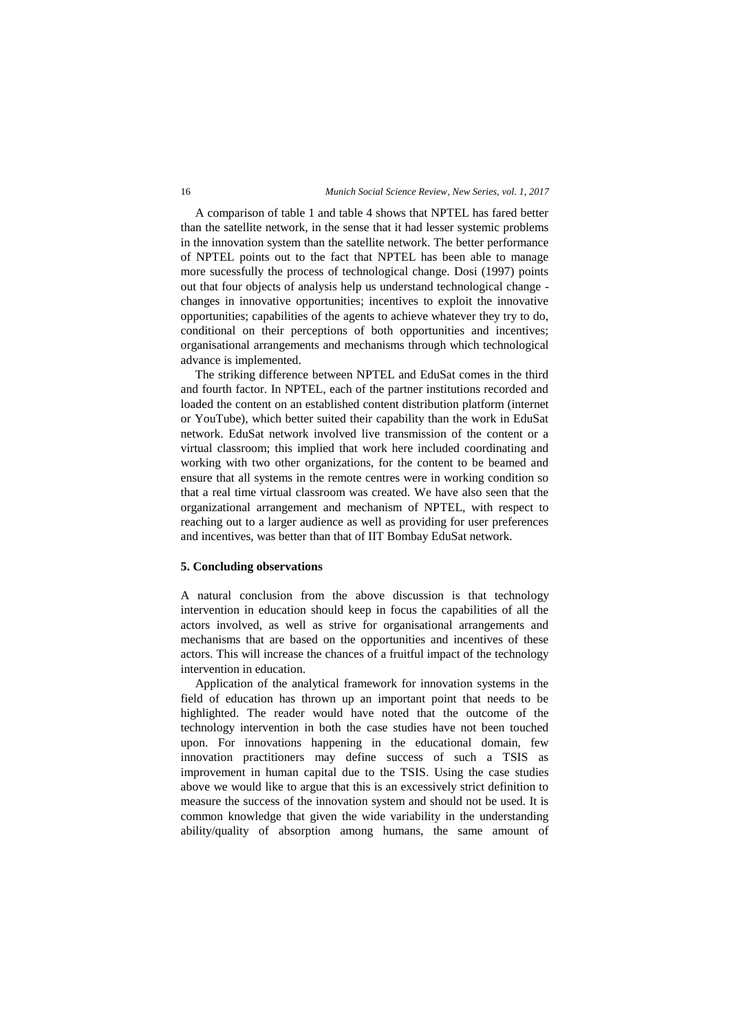A comparison of table 1 and table 4 shows that NPTEL has fared better than the satellite network, in the sense that it had lesser systemic problems in the innovation system than the satellite network. The better performance of NPTEL points out to the fact that NPTEL has been able to manage more sucessfully the process of technological change. Dosi (1997) points out that four objects of analysis help us understand technological change - changes in innovative opportunities; incentives to exploit the innovative opportunities; capabilities of the agents to achieve whatever they try to do, conditional on their perceptions of both opportunities and incentives; organisational arrangements and mechanisms through which technological advance is implemented.

The striking difference between NPTEL and EduSat comes in the third and fourth factor. In NPTEL, each of the partner institutions recorded and loaded the content on an established content distribution platform (internet or YouTube), which better suited their capability than the work in EduSat network. EduSat network involved live transmission of the content or a virtual classroom; this implied that work here included coordinating and working with two other organizations, for the content to be beamed and ensure that all systems in the remote centres were in working condition so that a real time virtual classroom was created. We have also seen that the organizational arrangement and mechanism of NPTEL, with respect to reaching out to a larger audience as well as providing for user preferences and incentives, was better than that of IIT Bombay EduSat network.

## 5. Concluding observations

A natural conclusion from the above discussion is that technology intervention in education should keep in focus the capabilities of all the actors involved, as well as strive for organisational arrangements and mechanisms that are based on the opportunities and incentives of these actors. This will increase the chances of a fruitful impact of the technology intervention in education.

Application of the analytical framework for innovation systems in the field of education has thrown up an important point that needs to be highlighted. The reader would have noted that the outcome of the technology intervention in both the case studies have not been touched upon. For innovations happening in the educational domain, few innovation practitioners may define success of such a TSIS as improvement in human capital due to the TSIS. Using the case studies above we would like to argue that this is an excessively strict definition to measure the success of the innovation system and should not be used. It is common knowledge that given the wide variability in the understanding ability/quality of absorption among humans, the same amount of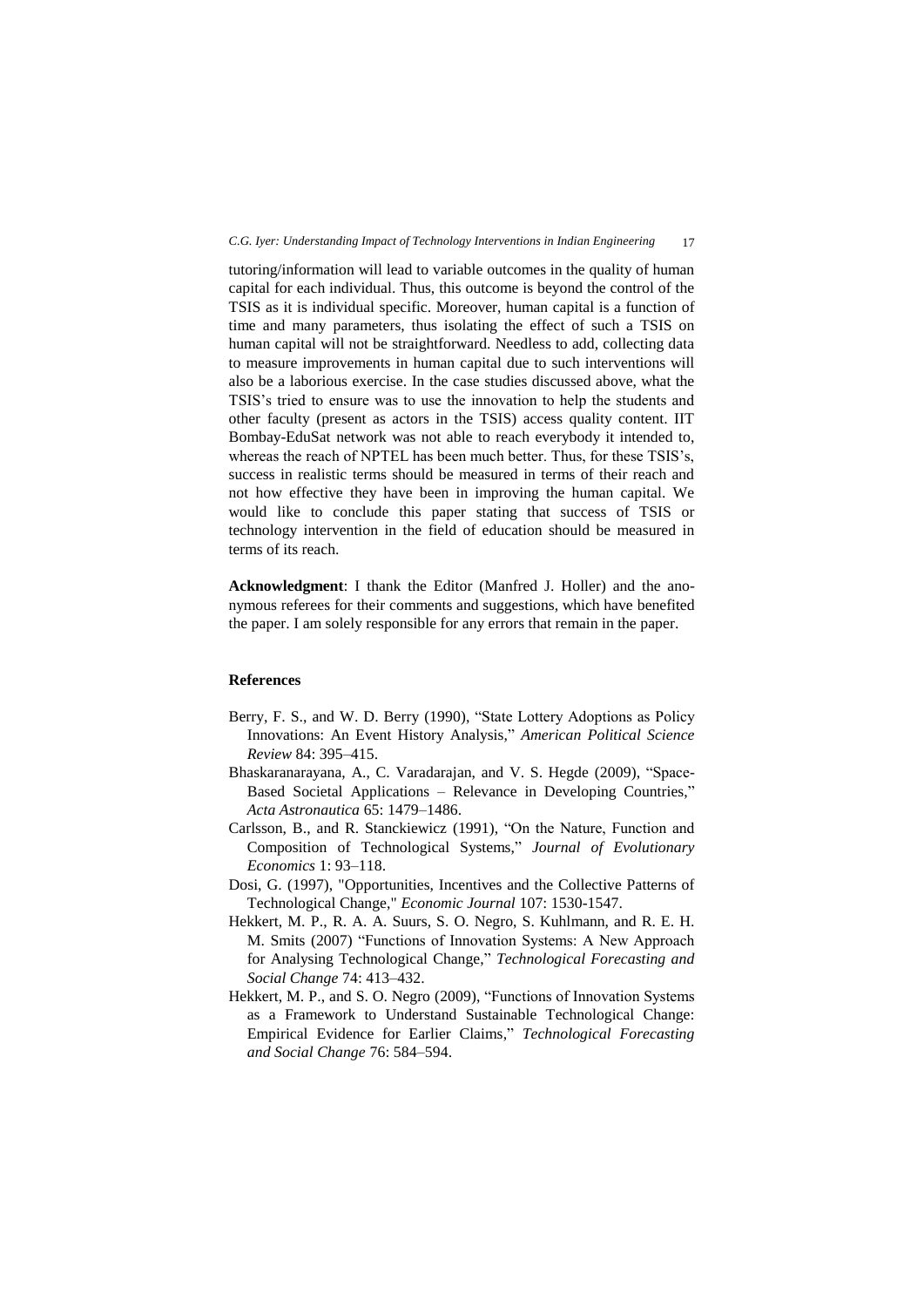tutoring/information will lead to variable outcomes in the quality of human capital for each individual. Thus, this outcome is beyond the control of the TSIS as it is individual specific. Moreover, human capital is a function of time and many parameters, thus isolating the effect of such a TSIS on human capital will not be straightforward. Needless to add, collecting data to measure improvements in human capital due to such interventions will also be a laborious exercise. In the case studies discussed above, what the TSIS's tried to ensure was to use the innovation to help the students and other faculty (present as actors in the TSIS) access quality content. IIT Bombay-EduSat network was not able to reach everybody it intended to, whereas the reach of NPTEL has been much better. Thus, for these TSIS's, success in realistic terms should be measured in terms of their reach and not how effective they have been in improving the human capital. We would like to conclude this paper stating that success of TSIS or technology intervention in the field of education should be measured in terms of its reach.

**Acknowledgment**: I thank the Editor (Manfred J. Holler) and the anonymous referees for their comments and suggestions, which have benefited the paper. I am solely responsible for any errors that remain in the paper.

## References

Berry, F. S., and W. D. Berry (1990), "State Lottery Adoptions as Policy Innovations: An Event History Analysis," *American Political Science Review* 84: 395–415.

Bhaskaranarayana, A., C. Varadarajan, and V. S. Hegde (2009), "Space-Based Societal Applications – Relevance in Developing Countries," *Acta Astronautica* 65: 1479–1486.

Carlsson, B., and R. Stanckiewicz (1991), "On the Nature, Function and Composition of Technological Systems," *Journal of Evolutionary Economics* 1: 93–118.

Dosi, G. (1997), "Opportunities, Incentives and the Collective Patterns of Technological Change," *Economic Journal* 107: 1530-1547.

Hekkert, M. P., R. A. A. Suurs, S. O. Negro, S. Kuhlmann, and R. E. H. M. Smits (2007) "Functions of Innovation Systems: A New Approach for Analysing Technological Change," *Technological Forecasting and Social Change* 74: 413–432.

Hekkert, M. P., and S. O. Negro (2009), "Functions of Innovation Systems as a Framework to Understand Sustainable Technological Change: Empirical Evidence for Earlier Claims," *Technological Forecasting and Social Change* 76: 584–594.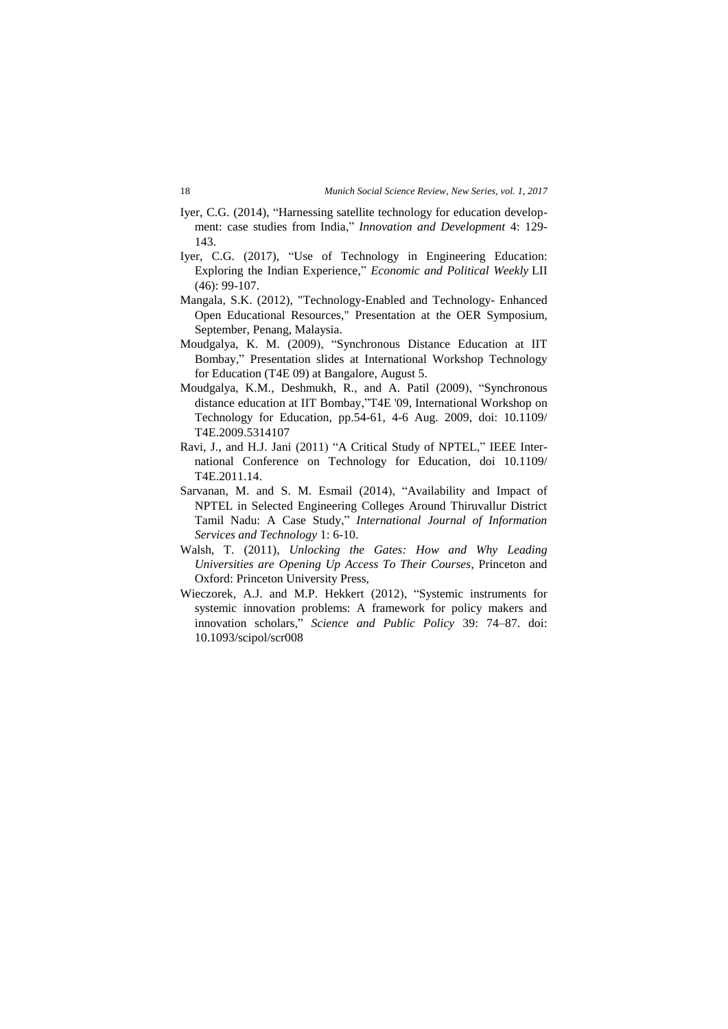Iyer, C.G. (2014), “Harnessing satellite technology for education development: case studies from India,” *Innovation and Development* 4: 129-143.

Iyer, C.G. (2017), “Use of Technology in Engineering Education: Exploring the Indian Experience,” *Economic and Political Weekly* LII (46): 99-107.

Mangala, S.K. (2012), "Technology-Enabled and Technology- Enhanced Open Educational Resources," Presentation at the OER Symposium, September, Penang, Malaysia.

Moudgalya, K. M. (2009), “Synchronous Distance Education at IIT Bombay,” Presentation slides at International Workshop Technology for Education (T4E 09) at Bangalore, August 5.

Moudgalya, K.M., Deshmukh, R., and A. Patil (2009), “Synchronous distance education at IIT Bombay,”T4E '09, International Workshop on Technology for Education, pp.54-61, 4-6 Aug. 2009, doi: 10.1109/ T4E.2009.5314107

Ravi, J., and H.J. Jani (2011) “A Critical Study of NPTEL,” IEEE International Conference on Technology for Education, doi 10.1109/ T4E.2011.14.

Sarvanan, M. and S. M. Esmail (2014), “Availability and Impact of NPTEL in Selected Engineering Colleges Around Thiruvallur District Tamil Nadu: A Case Study,” *International Journal of Information Services and Technology* 1: 6-10.

Walsh, T. (2011), *Unlocking the Gates: How and Why Leading Universities are Opening Up Access To Their Courses*, Princeton and Oxford: Princeton University Press,

Wieczorek, A.J. and M.P. Hekkert (2012), “Systemic instruments for systemic innovation problems: A framework for policy makers and innovation scholars,” *Science and Public Policy* 39: 74–87. doi: 10.1093/scipol/scr008